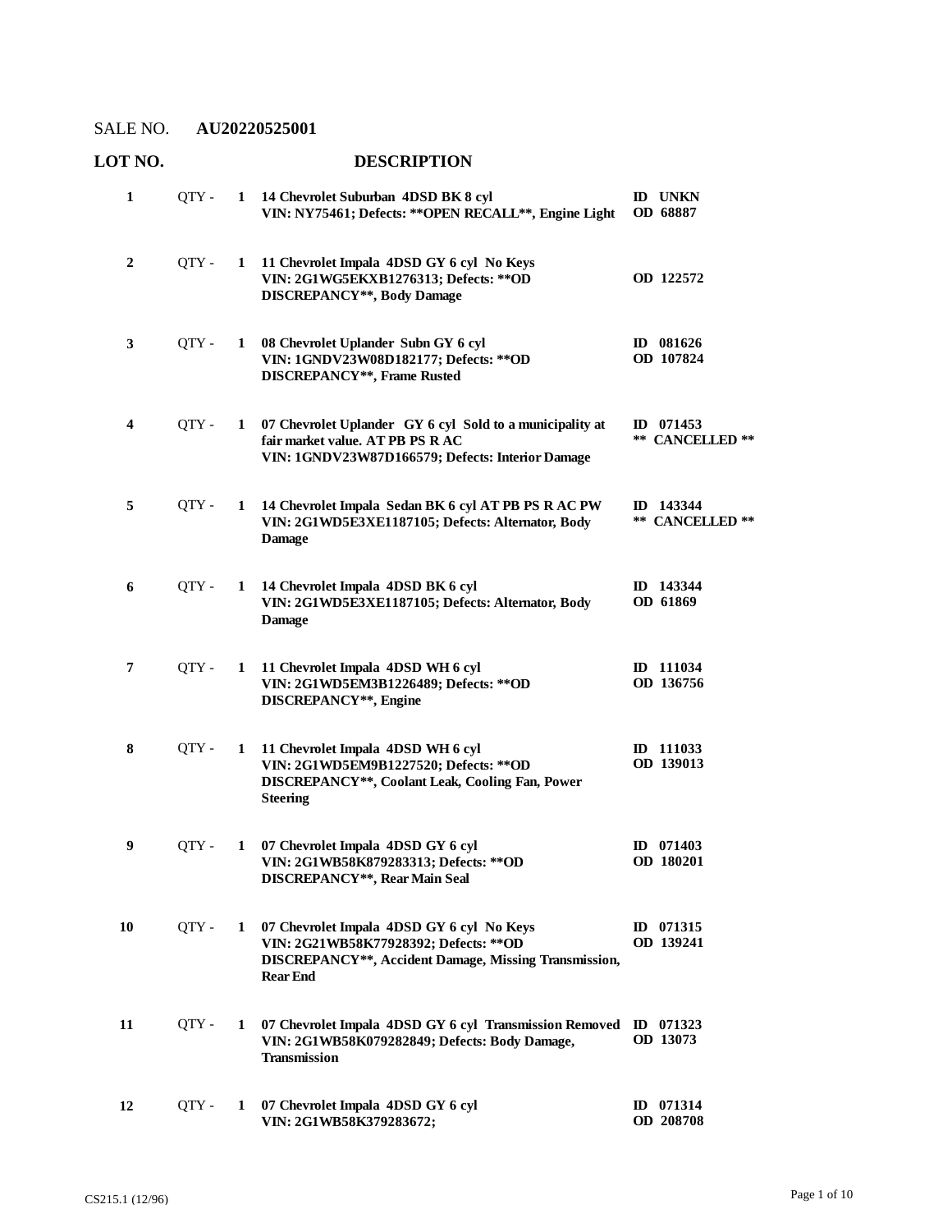SALE NO. **AU20220525001**

| LOT NO. | | | DESCRIPTION | |
|---|---|---|---|---|
| **1** | QTY - | **1** | **14 Chevrolet Suburban 4DSD BK 8 cyl**<br>**VIN: NY75461; Defects: \*\*OPEN RECALL\*\*, Engine Light** | **ID UNKN**<br>**OD 68887** |
| **2** | QTY - | **1** | **11 Chevrolet Impala 4DSD GY 6 cyl No Keys**<br>**VIN: 2G1WG5EKXB1276313; Defects: \*\*OD DISCREPANCY\*\*, Body Damage** | **OD 122572** |
| **3** | QTY - | **1** | **08 Chevrolet Uplander Subn GY 6 cyl**<br>**VIN: 1GNDV23W08D182177; Defects: \*\*OD DISCREPANCY\*\*, Frame Rusted** | **ID 081626**<br>**OD 107824** |
| **4** | QTY - | **1** | **07 Chevrolet Uplander GY 6 cyl Sold to a municipality at fair market value. AT PB PS R AC**<br>**VIN: 1GNDV23W87D166579; Defects: Interior Damage** | **ID 071453**<br>**\*\* CANCELLED \*\*** |
| **5** | QTY - | **1** | **14 Chevrolet Impala Sedan BK 6 cyl AT PB PS R AC PW**<br>**VIN: 2G1WD5E3XE1187105; Defects: Alternator, Body Damage** | **ID 143344**<br>**\*\* CANCELLED \*\*** |
| **6** | QTY - | **1** | **14 Chevrolet Impala 4DSD BK 6 cyl**<br>**VIN: 2G1WD5E3XE1187105; Defects: Alternator, Body Damage** | **ID 143344**<br>**OD 61869** |
| **7** | QTY - | **1** | **11 Chevrolet Impala 4DSD WH 6 cyl**<br>**VIN: 2G1WD5EM3B1226489; Defects: \*\*OD DISCREPANCY\*\*, Engine** | **ID 111034**<br>**OD 136756** |
| **8** | QTY - | **1** | **11 Chevrolet Impala 4DSD WH 6 cyl**<br>**VIN: 2G1WD5EM9B1227520; Defects: \*\*OD DISCREPANCY\*\*, Coolant Leak, Cooling Fan, Power Steering** | **ID 111033**<br>**OD 139013** |
| **9** | QTY - | **1** | **07 Chevrolet Impala 4DSD GY 6 cyl**<br>**VIN: 2G1WB58K879283313; Defects: \*\*OD DISCREPANCY\*\*, Rear Main Seal** | **ID 071403**<br>**OD 180201** |
| **10** | QTY - | **1** | **07 Chevrolet Impala 4DSD GY 6 cyl No Keys**<br>**VIN: 2G21WB58K77928392; Defects: \*\*OD DISCREPANCY\*\*, Accident Damage, Missing Transmission, Rear End** | **ID 071315**<br>**OD 139241** |
| **11** | QTY - | **1** | **07 Chevrolet Impala 4DSD GY 6 cyl Transmission Removed**<br>**VIN: 2G1WB58K079282849; Defects: Body Damage, Transmission** | **ID 071323**<br>**OD 13073** |
| **12** | QTY - | **1** | **07 Chevrolet Impala 4DSD GY 6 cyl**<br>**VIN: 2G1WB58K379283672;** | **ID 071314**<br>**OD 208708** |

CS215.1 (12/96)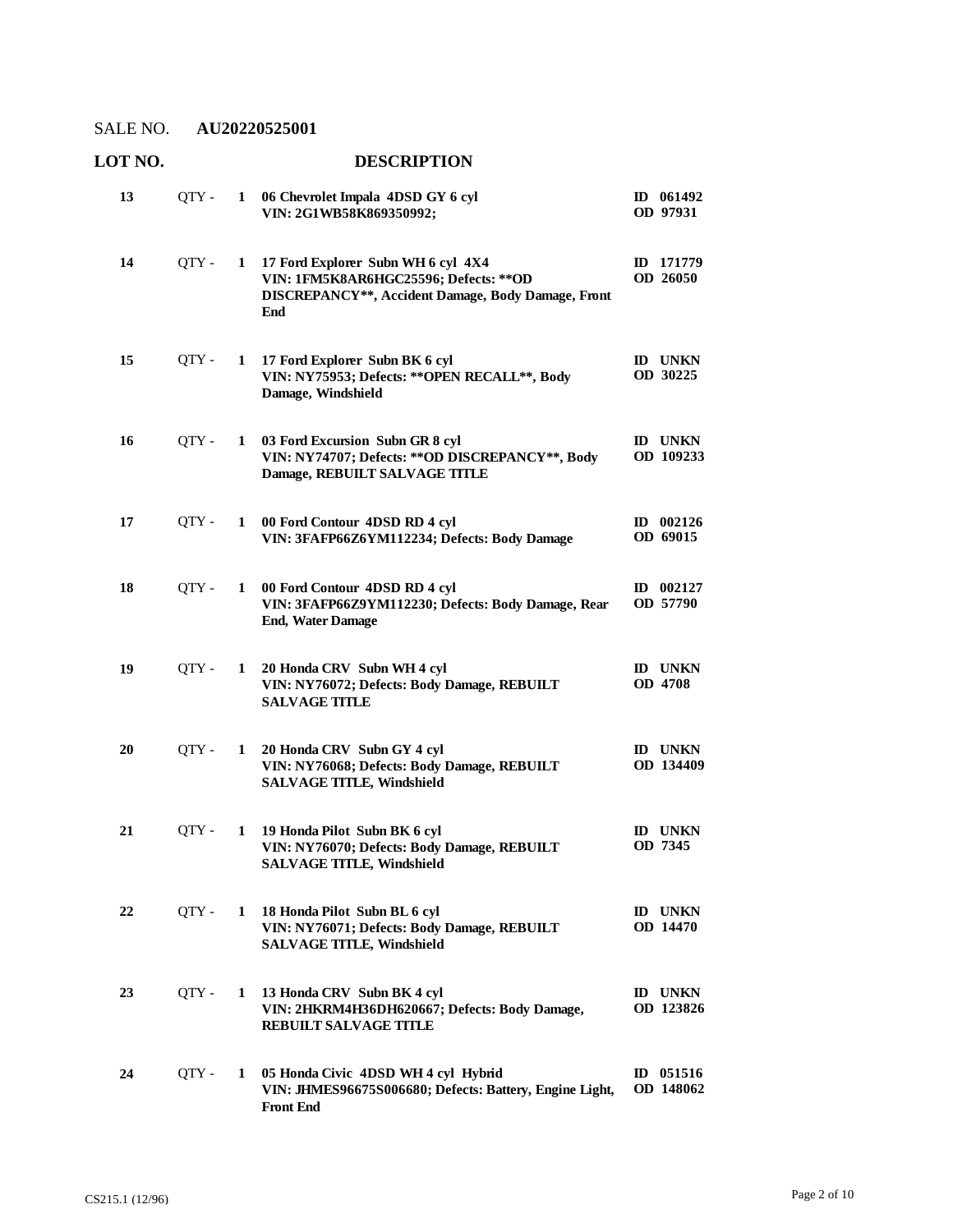SALE NO. **AU20220525001**

| LOT NO. | | | DESCRIPTION | |
|---|---|---|---|---|
| **13** | QTY - | **1** | **06 Chevrolet Impala 4DSD GY 6 cyl**<br>**VIN: 2G1WB58K869350992;** | **ID 061492**<br>**OD 97931** |
| **14** | QTY - | **1** | **17 Ford Explorer Subn WH 6 cyl 4X4**<br>**VIN: 1FM5K8AR6HGC25596; Defects: \*\*OD DISCREPANCY\*\*, Accident Damage, Body Damage, Front End** | **ID 171779**<br>**OD 26050** |
| **15** | QTY - | **1** | **17 Ford Explorer Subn BK 6 cyl**<br>**VIN: NY75953; Defects: \*\*OPEN RECALL\*\*, Body Damage, Windshield** | **ID UNKN**<br>**OD 30225** |
| **16** | QTY - | **1** | **03 Ford Excursion Subn GR 8 cyl**<br>**VIN: NY74707; Defects: \*\*OD DISCREPANCY\*\*, Body Damage, REBUILT SALVAGE TITLE** | **ID UNKN**<br>**OD 109233** |
| **17** | QTY - | **1** | **00 Ford Contour 4DSD RD 4 cyl**<br>**VIN: 3FAFP66Z6YM112234; Defects: Body Damage** | **ID 002126**<br>**OD 69015** |
| **18** | QTY - | **1** | **00 Ford Contour 4DSD RD 4 cyl**<br>**VIN: 3FAFP66Z9YM112230; Defects: Body Damage, Rear End, Water Damage** | **ID 002127**<br>**OD 57790** |
| **19** | QTY - | **1** | **20 Honda CRV Subn WH 4 cyl**<br>**VIN: NY76072; Defects: Body Damage, REBUILT SALVAGE TITLE** | **ID UNKN**<br>**OD 4708** |
| **20** | QTY - | **1** | **20 Honda CRV Subn GY 4 cyl**<br>**VIN: NY76068; Defects: Body Damage, REBUILT SALVAGE TITLE, Windshield** | **ID UNKN**<br>**OD 134409** |
| **21** | QTY - | **1** | **19 Honda Pilot Subn BK 6 cyl**<br>**VIN: NY76070; Defects: Body Damage, REBUILT SALVAGE TITLE, Windshield** | **ID UNKN**<br>**OD 7345** |
| **22** | QTY - | **1** | **18 Honda Pilot Subn BL 6 cyl**<br>**VIN: NY76071; Defects: Body Damage, REBUILT SALVAGE TITLE, Windshield** | **ID UNKN**<br>**OD 14470** |
| **23** | QTY - | **1** | **13 Honda CRV Subn BK 4 cyl**<br>**VIN: 2HKRM4H36DH620667; Defects: Body Damage, REBUILT SALVAGE TITLE** | **ID UNKN**<br>**OD 123826** |
| **24** | QTY - | **1** | **05 Honda Civic 4DSD WH 4 cyl Hybrid**<br>**VIN: JHMES96675S006680; Defects: Battery, Engine Light, Front End** | **ID 051516**<br>**OD 148062** |

CS215.1 (12/96)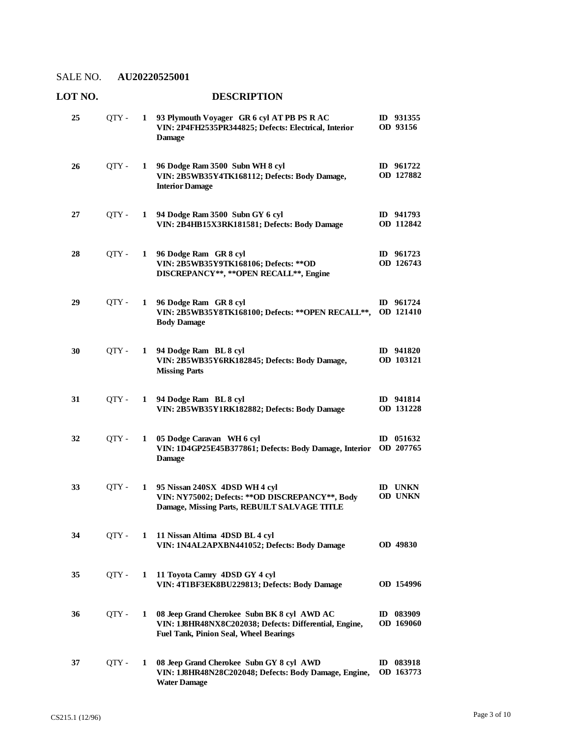SALE NO. **AU20220525001**

| LOT NO. | | | DESCRIPTION | |
|---|---|---|---|---|
| 25 | QTY - | 1 | **93 Plymouth Voyager GR 6 cyl AT PB PS R AC**<br>**VIN: 2P4FH2535PR344825; Defects: Electrical, Interior Damage** | **ID 931355**<br>**OD 93156** |
| 26 | QTY - | 1 | **96 Dodge Ram 3500 Subn WH 8 cyl**<br>**VIN: 2B5WB35Y4TK168112; Defects: Body Damage, Interior Damage** | **ID 961722**<br>**OD 127882** |
| 27 | QTY - | 1 | **94 Dodge Ram 3500 Subn GY 6 cyl**<br>**VIN: 2B4HB15X3RK181581; Defects: Body Damage** | **ID 941793**<br>**OD 112842** |
| 28 | QTY - | 1 | **96 Dodge Ram GR 8 cyl**<br>**VIN: 2B5WB35Y9TK168106; Defects: **OD DISCREPANCY**, **OPEN RECALL**, Engine** | **ID 961723**<br>**OD 126743** |
| 29 | QTY - | 1 | **96 Dodge Ram GR 8 cyl**<br>**VIN: 2B5WB35Y8TK168100; Defects: **OPEN RECALL**, Body Damage** | **ID 961724**<br>**OD 121410** |
| 30 | QTY - | 1 | **94 Dodge Ram BL 8 cyl**<br>**VIN: 2B5WB35Y6RK182845; Defects: Body Damage, Missing Parts** | **ID 941820**<br>**OD 103121** |
| 31 | QTY - | 1 | **94 Dodge Ram BL 8 cyl**<br>**VIN: 2B5WB35Y1RK182882; Defects: Body Damage** | **ID 941814**<br>**OD 131228** |
| 32 | QTY - | 1 | **05 Dodge Caravan WH 6 cyl**<br>**VIN: 1D4GP25E45B377861; Defects: Body Damage, Interior Damage** | **ID 051632**<br>**OD 207765** |
| 33 | QTY - | 1 | **95 Nissan 240SX 4DSD WH 4 cyl**<br>**VIN: NY75002; Defects: **OD DISCREPANCY**, Body Damage, Missing Parts, REBUILT SALVAGE TITLE** | **ID UNKN**<br>**OD UNKN** |
| 34 | QTY - | 1 | **11 Nissan Altima 4DSD BL 4 cyl**<br>**VIN: 1N4AL2APXBN441052; Defects: Body Damage** | **OD 49830** |
| 35 | QTY - | 1 | **11 Toyota Camry 4DSD GY 4 cyl**<br>**VIN: 4T1BF3EK8BU229813; Defects: Body Damage** | **OD 154996** |
| 36 | QTY - | 1 | **08 Jeep Grand Cherokee Subn BK 8 cyl AWD AC**<br>**VIN: 1J8HR48NX8C202038; Defects: Differential, Engine, Fuel Tank, Pinion Seal, Wheel Bearings** | **ID 083909**<br>**OD 169060** |
| 37 | QTY - | 1 | **08 Jeep Grand Cherokee Subn GY 8 cyl AWD**<br>**VIN: 1J8HR48N28C202048; Defects: Body Damage, Engine, Water Damage** | **ID 083918**<br>**OD 163773** |

CS215.1 (12/96)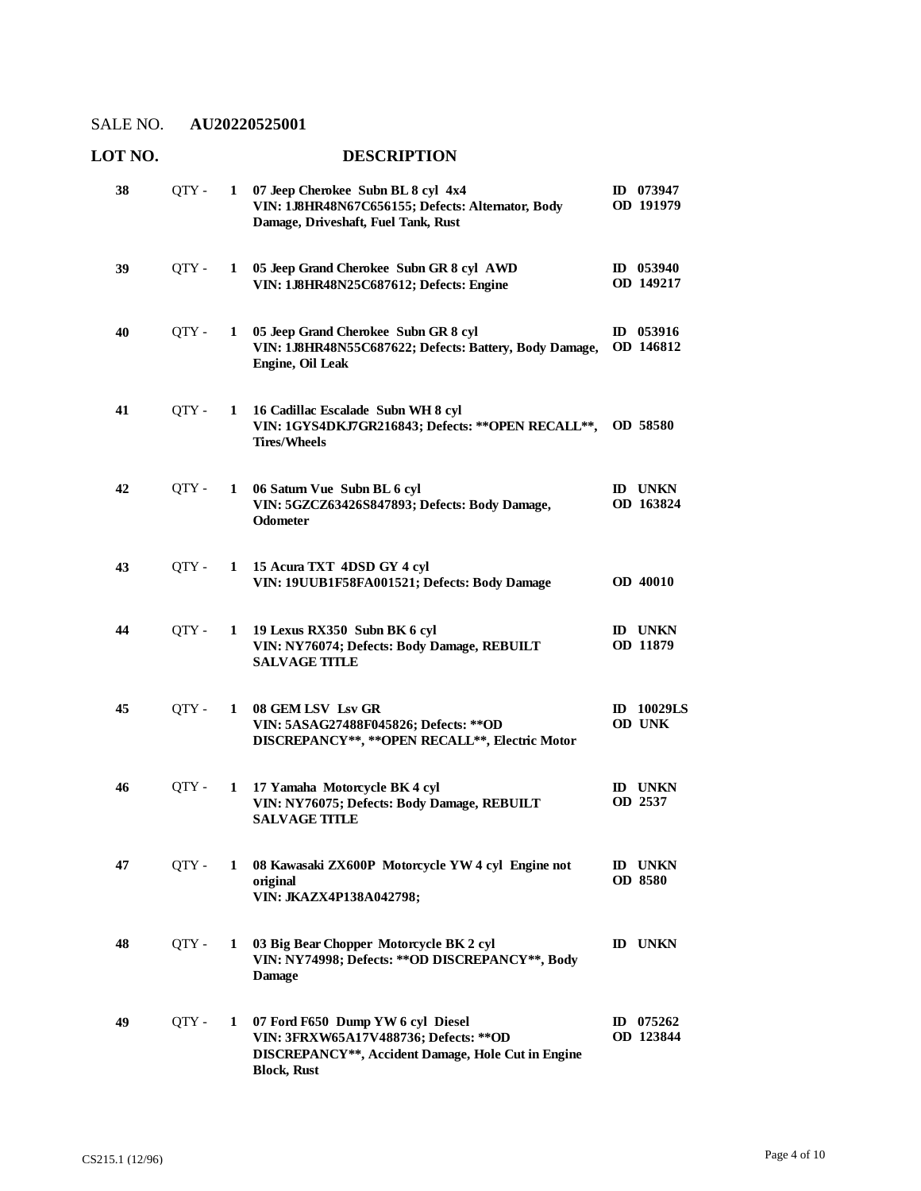SALE NO. **AU20220525001**

| LOT NO. | | | DESCRIPTION | |
|---|---|---|---|---|
| **38** | QTY - | **1** | **07 Jeep Cherokee Subn BL 8 cyl 4x4**<br>**VIN: 1J8HR48N67C656155; Defects: Alternator, Body Damage, Driveshaft, Fuel Tank, Rust** | **ID 073947**<br>**OD 191979** |
| **39** | QTY - | **1** | **05 Jeep Grand Cherokee Subn GR 8 cyl AWD**<br>**VIN: 1J8HR48N25C687612; Defects: Engine** | **ID 053940**<br>**OD 149217** |
| **40** | QTY - | **1** | **05 Jeep Grand Cherokee Subn GR 8 cyl**<br>**VIN: 1J8HR48N55C687622; Defects: Battery, Body Damage, Engine, Oil Leak** | **ID 053916**<br>**OD 146812** |
| **41** | QTY - | **1** | **16 Cadillac Escalade Subn WH 8 cyl**<br>**VIN: 1GYS4DKJ7GR216843; Defects: **OPEN RECALL**, Tires/Wheels** | **OD 58580** |
| **42** | QTY - | **1** | **06 Saturn Vue Subn BL 6 cyl**<br>**VIN: 5GZCZ63426S847893; Defects: Body Damage, Odometer** | **ID UNKN**<br>**OD 163824** |
| **43** | QTY - | **1** | **15 Acura TXT 4DSD GY 4 cyl**<br>**VIN: 19UUB1F58FA001521; Defects: Body Damage** | **OD 40010** |
| **44** | QTY - | **1** | **19 Lexus RX350 Subn BK 6 cyl**<br>**VIN: NY76074; Defects: Body Damage, REBUILT SALVAGE TITLE** | **ID UNKN**<br>**OD 11879** |
| **45** | QTY - | **1** | **08 GEM LSV Lsv GR**<br>**VIN: 5ASAG27488F045826; Defects: **OD DISCREPANCY**, **OPEN RECALL**, Electric Motor** | **ID 10029LS**<br>**OD UNK** |
| **46** | QTY - | **1** | **17 Yamaha Motorcycle BK 4 cyl**<br>**VIN: NY76075; Defects: Body Damage, REBUILT SALVAGE TITLE** | **ID UNKN**<br>**OD 2537** |
| **47** | QTY - | **1** | **08 Kawasaki ZX600P Motorcycle YW 4 cyl Engine not original**<br>**VIN: JKAZX4P138A042798;** | **ID UNKN**<br>**OD 8580** |
| **48** | QTY - | **1** | **03 Big Bear Chopper Motorcycle BK 2 cyl**<br>**VIN: NY74998; Defects: **OD DISCREPANCY**, Body Damage** | **ID UNKN** |
| **49** | QTY - | **1** | **07 Ford F650 Dump YW 6 cyl Diesel**<br>**VIN: 3FRXW65A17V488736; Defects: **OD DISCREPANCY**, Accident Damage, Hole Cut in Engine Block, Rust** | **ID 075262**<br>**OD 123844** |

CS215.1 (12/96)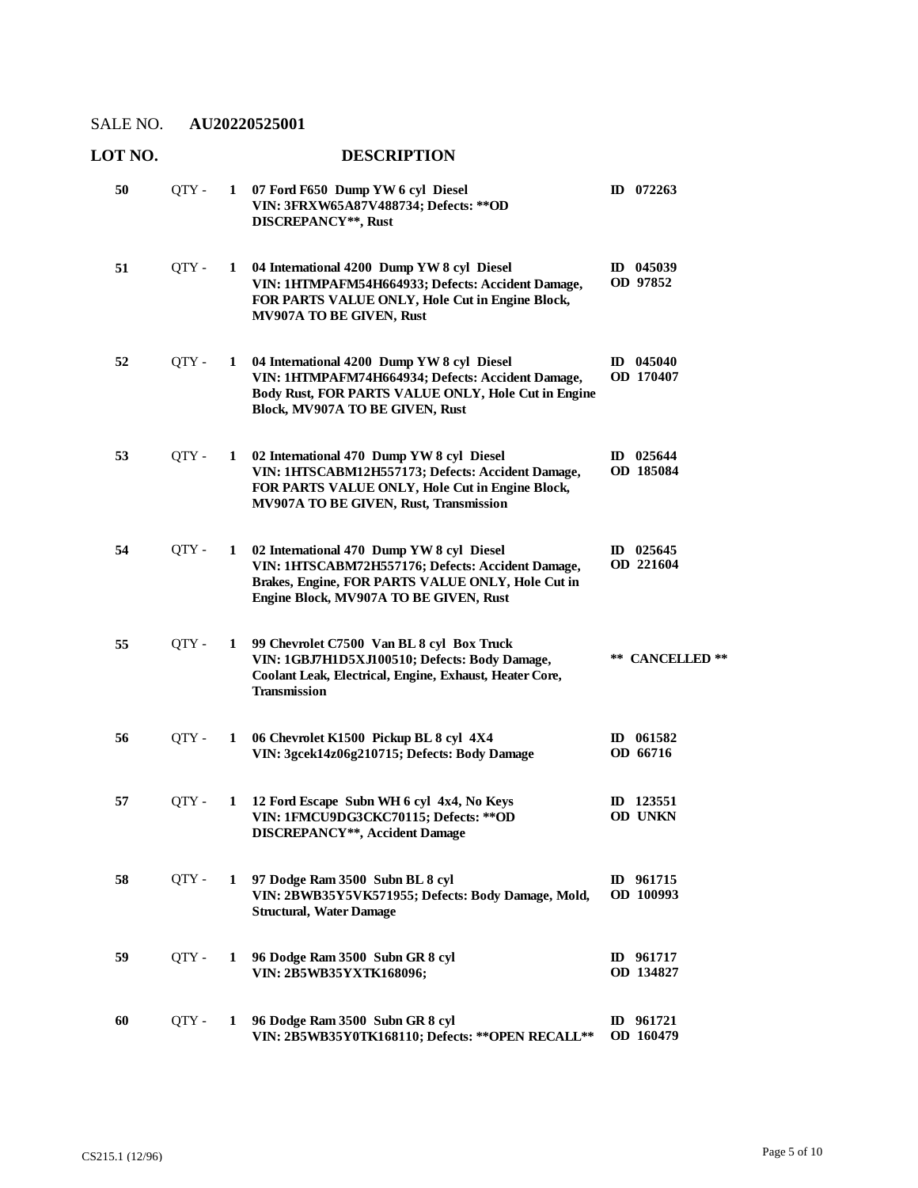SALE NO. **AU20220525001**

| LOT NO. | | | DESCRIPTION | |
|---|---|---|---|---|
| 50 | QTY - | 1 | **07 Ford F650 Dump YW 6 cyl Diesel VIN: 3FRXW65A87V488734; Defects: **OD DISCREPANCY**, Rust** | **ID 072263** |
| 51 | QTY - | 1 | **04 International 4200 Dump YW 8 cyl Diesel VIN: 1HTMPAFM54H664933; Defects: Accident Damage, FOR PARTS VALUE ONLY, Hole Cut in Engine Block, MV907A TO BE GIVEN, Rust** | **ID 045039 OD 97852** |
| 52 | QTY - | 1 | **04 International 4200 Dump YW 8 cyl Diesel VIN: 1HTMPAFM74H664934; Defects: Accident Damage, Body Rust, FOR PARTS VALUE ONLY, Hole Cut in Engine Block, MV907A TO BE GIVEN, Rust** | **ID 045040 OD 170407** |
| 53 | QTY - | 1 | **02 International 470 Dump YW 8 cyl Diesel VIN: 1HTSCABM12H557173; Defects: Accident Damage, FOR PARTS VALUE ONLY, Hole Cut in Engine Block, MV907A TO BE GIVEN, Rust, Transmission** | **ID 025644 OD 185084** |
| 54 | QTY - | 1 | **02 International 470 Dump YW 8 cyl Diesel VIN: 1HTSCABM72H557176; Defects: Accident Damage, Brakes, Engine, FOR PARTS VALUE ONLY, Hole Cut in Engine Block, MV907A TO BE GIVEN, Rust** | **ID 025645 OD 221604** |
| 55 | QTY - | 1 | **99 Chevrolet C7500 Van BL 8 cyl Box Truck VIN: 1GBJ7H1D5XJ100510; Defects: Body Damage, Coolant Leak, Electrical, Engine, Exhaust, Heater Core, Transmission** | **** CANCELLED **** |
| 56 | QTY - | 1 | **06 Chevrolet K1500 Pickup BL 8 cyl 4X4 VIN: 3gcek14z06g210715; Defects: Body Damage** | **ID 061582 OD 66716** |
| 57 | QTY - | 1 | **12 Ford Escape Subn WH 6 cyl 4x4, No Keys VIN: 1FMCU9DG3CKC70115; Defects: **OD DISCREPANCY**, Accident Damage** | **ID 123551 OD UNKN** |
| 58 | QTY - | 1 | **97 Dodge Ram 3500 Subn BL 8 cyl VIN: 2BWB35Y5VK571955; Defects: Body Damage, Mold, Structural, Water Damage** | **ID 961715 OD 100993** |
| 59 | QTY - | 1 | **96 Dodge Ram 3500 Subn GR 8 cyl VIN: 2B5WB35YXTK168096;** | **ID 961717 OD 134827** |
| 60 | QTY - | 1 | **96 Dodge Ram 3500 Subn GR 8 cyl VIN: 2B5WB35Y0TK168110; Defects: **OPEN RECALL**** | **ID 961721 OD 160479** |

CS215.1 (12/96)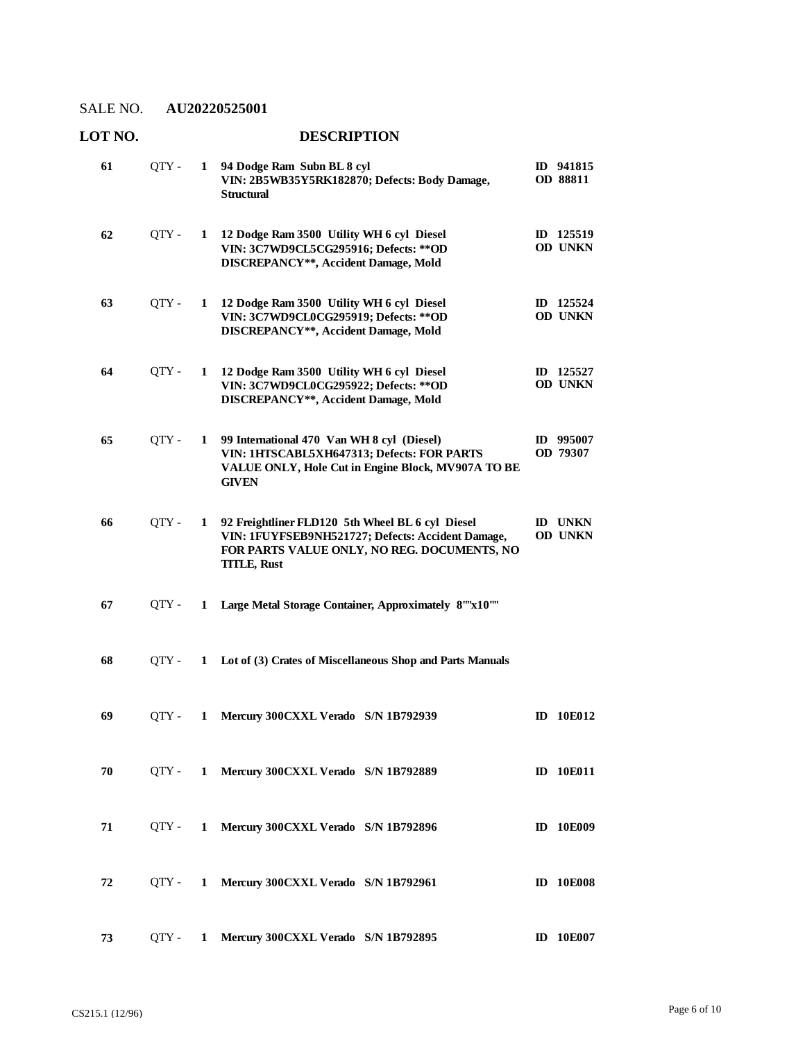SALE NO. **AU20220525001**

| LOT NO. | QTY | DESCRIPTION | ID / OD |
|---|---|---|---|
| 61 | QTY - 1 | **94 Dodge Ram Subn BL 8 cyl**<br>**VIN: 2B5WB35Y5RK182870; Defects: Body Damage, Structural** | **ID 941815**<br>**OD 88811** |
| 62 | QTY - 1 | **12 Dodge Ram 3500 Utility WH 6 cyl Diesel**<br>**VIN: 3C7WD9CL5CG295916; Defects: **OD DISCREPANCY**, Accident Damage, Mold** | **ID 125519**<br>**OD UNKN** |
| 63 | QTY - 1 | **12 Dodge Ram 3500 Utility WH 6 cyl Diesel**<br>**VIN: 3C7WD9CL0CG295919; Defects: **OD DISCREPANCY**, Accident Damage, Mold** | **ID 125524**<br>**OD UNKN** |
| 64 | QTY - 1 | **12 Dodge Ram 3500 Utility WH 6 cyl Diesel**<br>**VIN: 3C7WD9CL0CG295922; Defects: **OD DISCREPANCY**, Accident Damage, Mold** | **ID 125527**<br>**OD UNKN** |
| 65 | QTY - 1 | **99 International 470 Van WH 8 cyl (Diesel)**<br>**VIN: 1HTSCABL5XH647313; Defects: FOR PARTS VALUE ONLY, Hole Cut in Engine Block, MV907A TO BE GIVEN** | **ID 995007**<br>**OD 79307** |
| 66 | QTY - 1 | **92 Freightliner FLD120 5th Wheel BL 6 cyl Diesel**<br>**VIN: 1FUYFSEB9NH521727; Defects: Accident Damage, FOR PARTS VALUE ONLY, NO REG. DOCUMENTS, NO TITLE, Rust** | **ID UNKN**<br>**OD UNKN** |
| 67 | QTY - 1 | **Large Metal Storage Container, Approximately 8""x10""** | |
| 68 | QTY - 1 | **Lot of (3) Crates of Miscellaneous Shop and Parts Manuals** | |
| 69 | QTY - 1 | **Mercury 300CXXL Verado S/N 1B792939** | **ID 10E012** |
| 70 | QTY - 1 | **Mercury 300CXXL Verado S/N 1B792889** | **ID 10E011** |
| 71 | QTY - 1 | **Mercury 300CXXL Verado S/N 1B792896** | **ID 10E009** |
| 72 | QTY - 1 | **Mercury 300CXXL Verado S/N 1B792961** | **ID 10E008** |
| 73 | QTY - 1 | **Mercury 300CXXL Verado S/N 1B792895** | **ID 10E007** |

CS215.1 (12/96)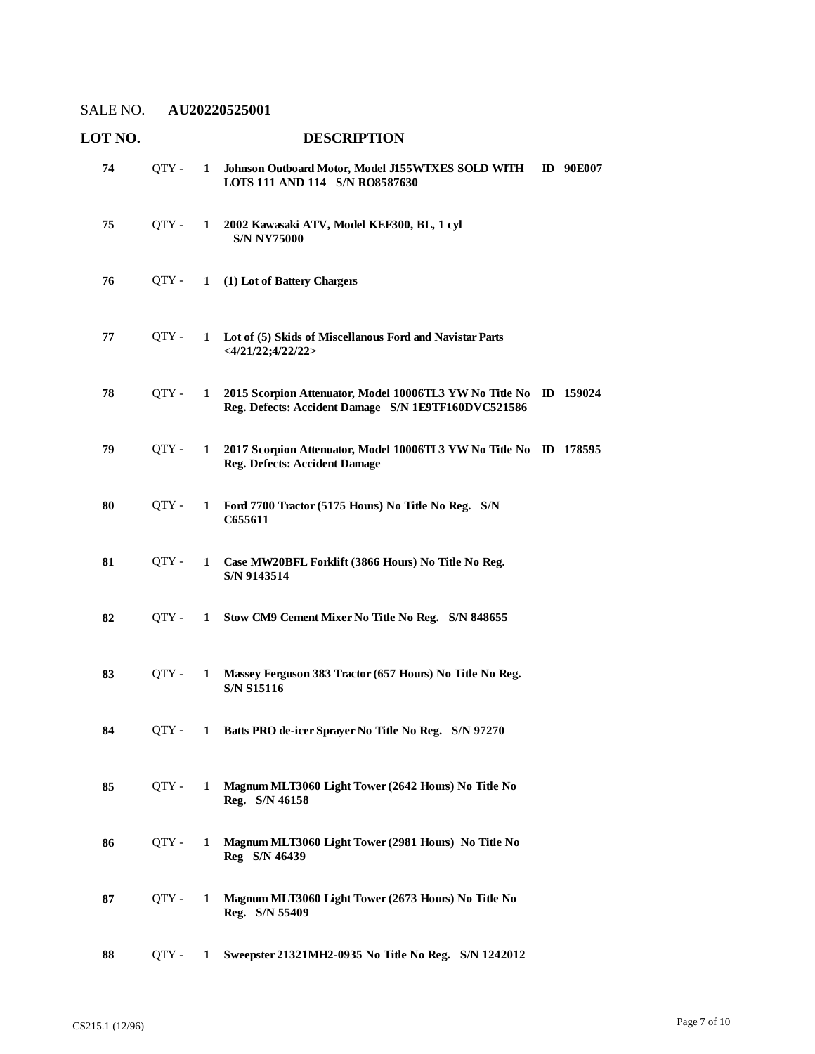SALE NO. **AU20220525001**

| LOT NO. | | | DESCRIPTION | |
|---|---|---|---|---|
| 74 | QTY - | 1 | **Johnson Outboard Motor, Model J155WTXES SOLD WITH LOTS 111 AND 114 S/N RO8587630** | **ID 90E007** |
| 75 | QTY - | 1 | **2002 Kawasaki ATV, Model KEF300, BL, 1 cyl S/N NY75000** | |
| 76 | QTY - | 1 | **(1) Lot of Battery Chargers** | |
| 77 | QTY - | 1 | **Lot of (5) Skids of Miscellanous Ford and Navistar Parts <4/21/22;4/22/22>** | |
| 78 | QTY - | 1 | **2015 Scorpion Attenuator, Model 10006TL3 YW No Title No Reg. Defects: Accident Damage S/N 1E9TF160DVC521586** | **ID 159024** |
| 79 | QTY - | 1 | **2017 Scorpion Attenuator, Model 10006TL3 YW No Title No Reg. Defects: Accident Damage** | **ID 178595** |
| 80 | QTY - | 1 | **Ford 7700 Tractor (5175 Hours) No Title No Reg. S/N C655611** | |
| 81 | QTY - | 1 | **Case MW20BFL Forklift (3866 Hours) No Title No Reg. S/N 9143514** | |
| 82 | QTY - | 1 | **Stow CM9 Cement Mixer No Title No Reg. S/N 848655** | |
| 83 | QTY - | 1 | **Massey Ferguson 383 Tractor (657 Hours) No Title No Reg. S/N S15116** | |
| 84 | QTY - | 1 | **Batts PRO de-icer Sprayer No Title No Reg. S/N 97270** | |
| 85 | QTY - | 1 | **Magnum MLT3060 Light Tower (2642 Hours) No Title No Reg. S/N 46158** | |
| 86 | QTY - | 1 | **Magnum MLT3060 Light Tower (2981 Hours) No Title No Reg S/N 46439** | |
| 87 | QTY - | 1 | **Magnum MLT3060 Light Tower (2673 Hours) No Title No Reg. S/N 55409** | |
| 88 | QTY - | 1 | **Sweepster 21321MH2-0935 No Title No Reg. S/N 1242012** | |

CS215.1 (12/96)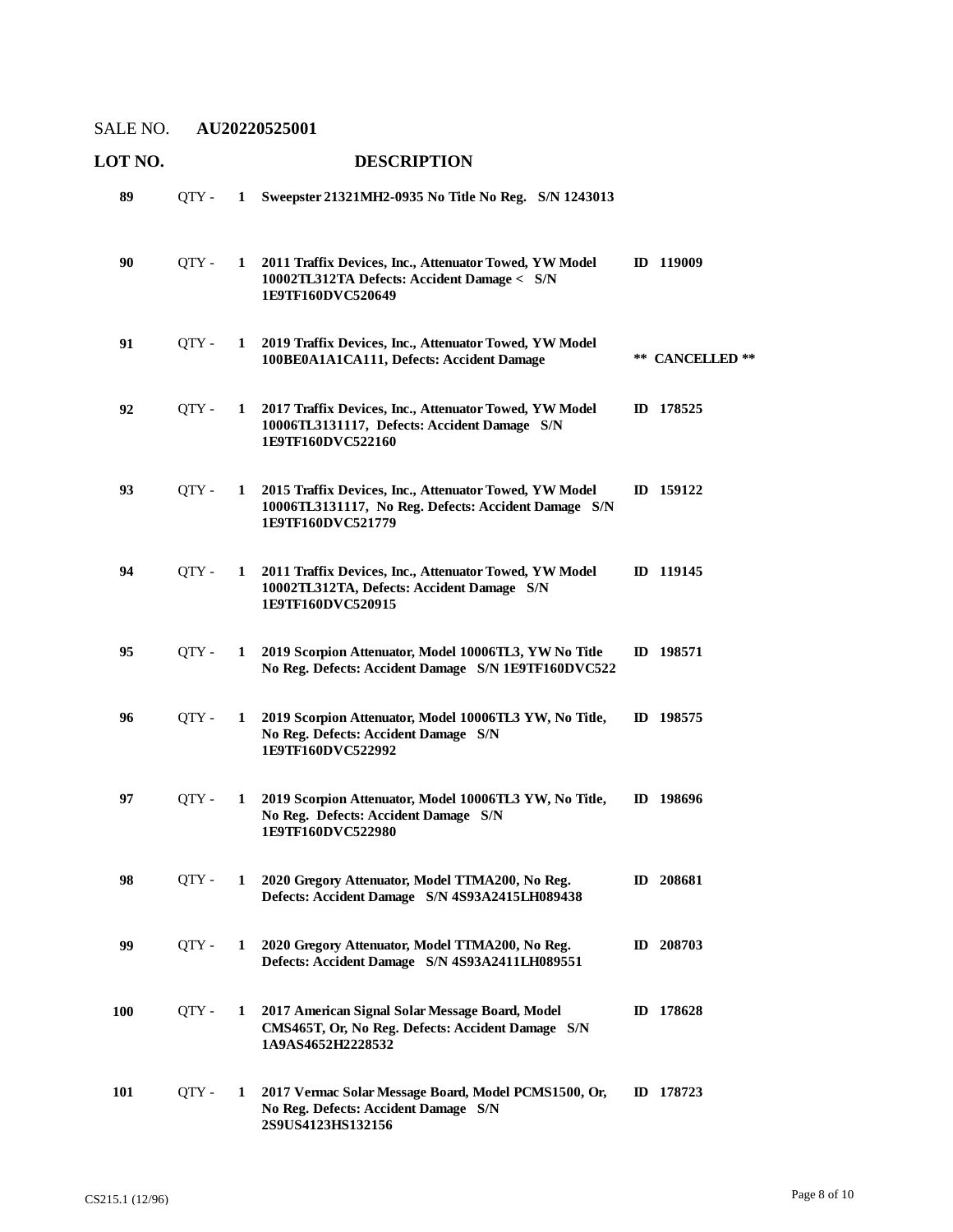SALE NO. **AU20220525001**

| LOT NO. | | | DESCRIPTION | |
|---|---|---|---|---|
| **89** | QTY - | **1** | **Sweepster 21321MH2-0935 No Title No Reg. S/N 1243013** | |
| **90** | QTY - | **1** | **2011 Traffix Devices, Inc., Attenuator Towed, YW Model 10002TL312TA Defects: Accident Damage < S/N 1E9TF160DVC520649** | **ID 119009** |
| **91** | QTY - | **1** | **2019 Traffix Devices, Inc., Attenuator Towed, YW Model 100BE0A1A1CA111, Defects: Accident Damage** | **\*\* CANCELLED \*\*** |
| **92** | QTY - | **1** | **2017 Traffix Devices, Inc., Attenuator Towed, YW Model 10006TL3131117, Defects: Accident Damage S/N 1E9TF160DVC522160** | **ID 178525** |
| **93** | QTY - | **1** | **2015 Traffix Devices, Inc., Attenuator Towed, YW Model 10006TL3131117, No Reg. Defects: Accident Damage S/N 1E9TF160DVC521779** | **ID 159122** |
| **94** | QTY - | **1** | **2011 Traffix Devices, Inc., Attenuator Towed, YW Model 10002TL312TA, Defects: Accident Damage S/N 1E9TF160DVC520915** | **ID 119145** |
| **95** | QTY - | **1** | **2019 Scorpion Attenuator, Model 10006TL3, YW No Title No Reg. Defects: Accident Damage S/N 1E9TF160DVC522** | **ID 198571** |
| **96** | QTY - | **1** | **2019 Scorpion Attenuator, Model 10006TL3 YW, No Title, No Reg. Defects: Accident Damage S/N 1E9TF160DVC522992** | **ID 198575** |
| **97** | QTY - | **1** | **2019 Scorpion Attenuator, Model 10006TL3 YW, No Title, No Reg. Defects: Accident Damage S/N 1E9TF160DVC522980** | **ID 198696** |
| **98** | QTY - | **1** | **2020 Gregory Attenuator, Model TTMA200, No Reg. Defects: Accident Damage S/N 4S93A2415LH089438** | **ID 208681** |
| **99** | QTY - | **1** | **2020 Gregory Attenuator, Model TTMA200, No Reg. Defects: Accident Damage S/N 4S93A2411LH089551** | **ID 208703** |
| **100** | QTY - | **1** | **2017 American Signal Solar Message Board, Model CMS465T, Or, No Reg. Defects: Accident Damage S/N 1A9AS4652H2228532** | **ID 178628** |
| **101** | QTY - | **1** | **2017 Vermac Solar Message Board, Model PCMS1500, Or, No Reg. Defects: Accident Damage S/N 2S9US4123HS132156** | **ID 178723** |

CS215.1 (12/96)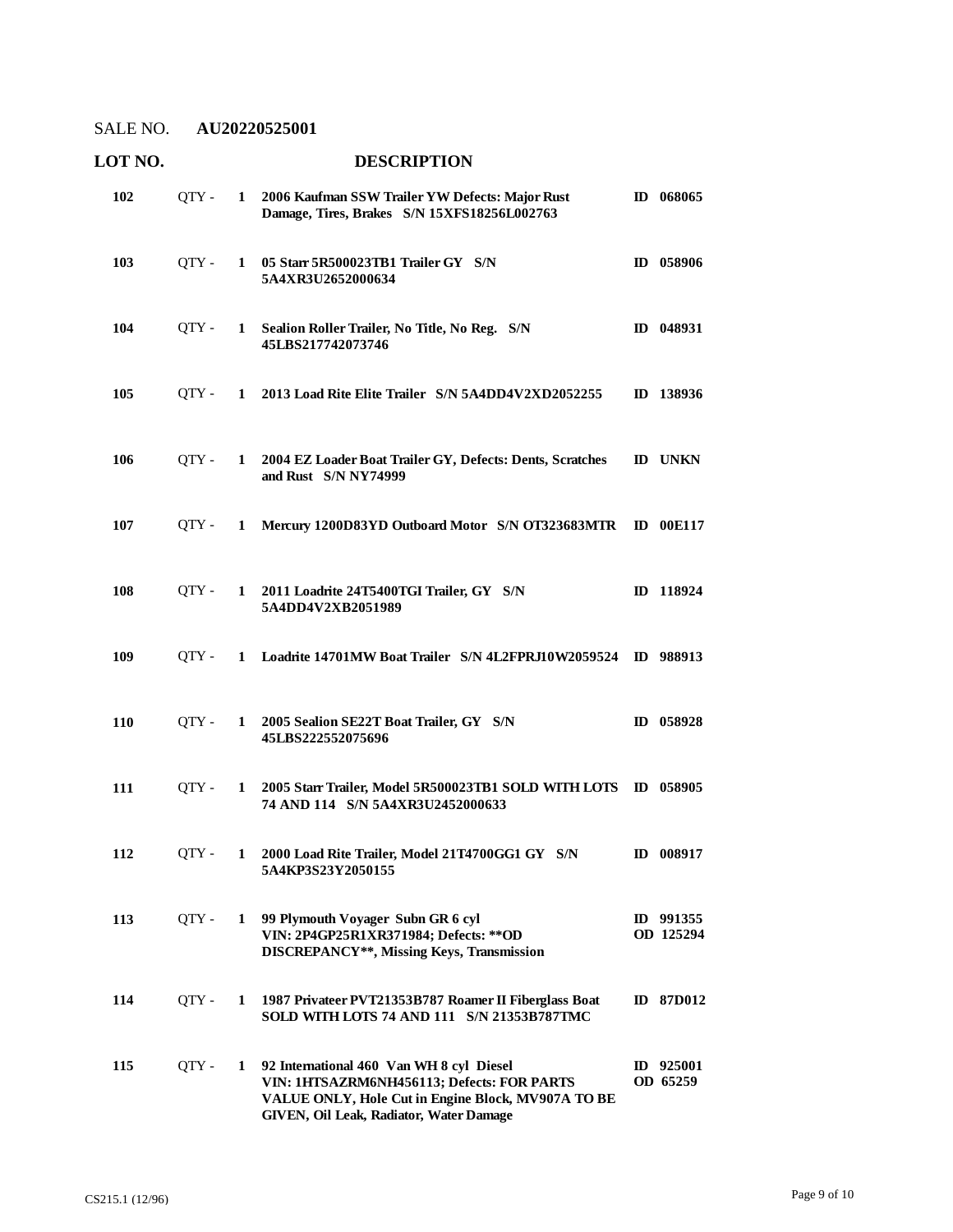SALE NO. **AU20220525001**

| LOT NO. | | | DESCRIPTION | |
|---|---|---|---|---|
| **102** | QTY - | **1** | **2006 Kaufman SSW Trailer YW Defects: Major Rust Damage, Tires, Brakes S/N 15XFS18256L002763** | **ID 068065** |
| **103** | QTY - | **1** | **05 Starr 5R500023TB1 Trailer GY S/N 5A4XR3U2652000634** | **ID 058906** |
| **104** | QTY - | **1** | **Sealion Roller Trailer, No Title, No Reg. S/N 45LBS217742073746** | **ID 048931** |
| **105** | QTY - | **1** | **2013 Load Rite Elite Trailer S/N 5A4DD4V2XD2052255** | **ID 138936** |
| **106** | QTY - | **1** | **2004 EZ Loader Boat Trailer GY, Defects: Dents, Scratches and Rust S/N NY74999** | **ID UNKN** |
| **107** | QTY - | **1** | **Mercury 1200D83YD Outboard Motor S/N OT323683MTR** | **ID 00E117** |
| **108** | QTY - | **1** | **2011 Loadrite 24T5400TGI Trailer, GY S/N 5A4DD4V2XB2051989** | **ID 118924** |
| **109** | QTY - | **1** | **Loadrite 14701MW Boat Trailer S/N 4L2FPRJ10W2059524** | **ID 988913** |
| **110** | QTY - | **1** | **2005 Sealion SE22T Boat Trailer, GY S/N 45LBS222552075696** | **ID 058928** |
| **111** | QTY - | **1** | **2005 Starr Trailer, Model 5R500023TB1 SOLD WITH LOTS 74 AND 114 S/N 5A4XR3U2452000633** | **ID 058905** |
| **112** | QTY - | **1** | **2000 Load Rite Trailer, Model 21T4700GG1 GY S/N 5A4KP3S23Y2050155** | **ID 008917** |
| **113** | QTY - | **1** | **99 Plymouth Voyager Subn GR 6 cyl VIN: 2P4GP25R1XR371984; Defects: \*\*OD DISCREPANCY\*\*, Missing Keys, Transmission** | **ID 991355 OD 125294** |
| **114** | QTY - | **1** | **1987 Privateer PVT21353B787 Roamer II Fiberglass Boat SOLD WITH LOTS 74 AND 111 S/N 21353B787TMC** | **ID 87D012** |
| **115** | QTY - | **1** | **92 International 460 Van WH 8 cyl Diesel VIN: 1HTSAZRM6NH456113; Defects: FOR PARTS VALUE ONLY, Hole Cut in Engine Block, MV907A TO BE GIVEN, Oil Leak, Radiator, Water Damage** | **ID 925001 OD 65259** |

CS215.1 (12/96)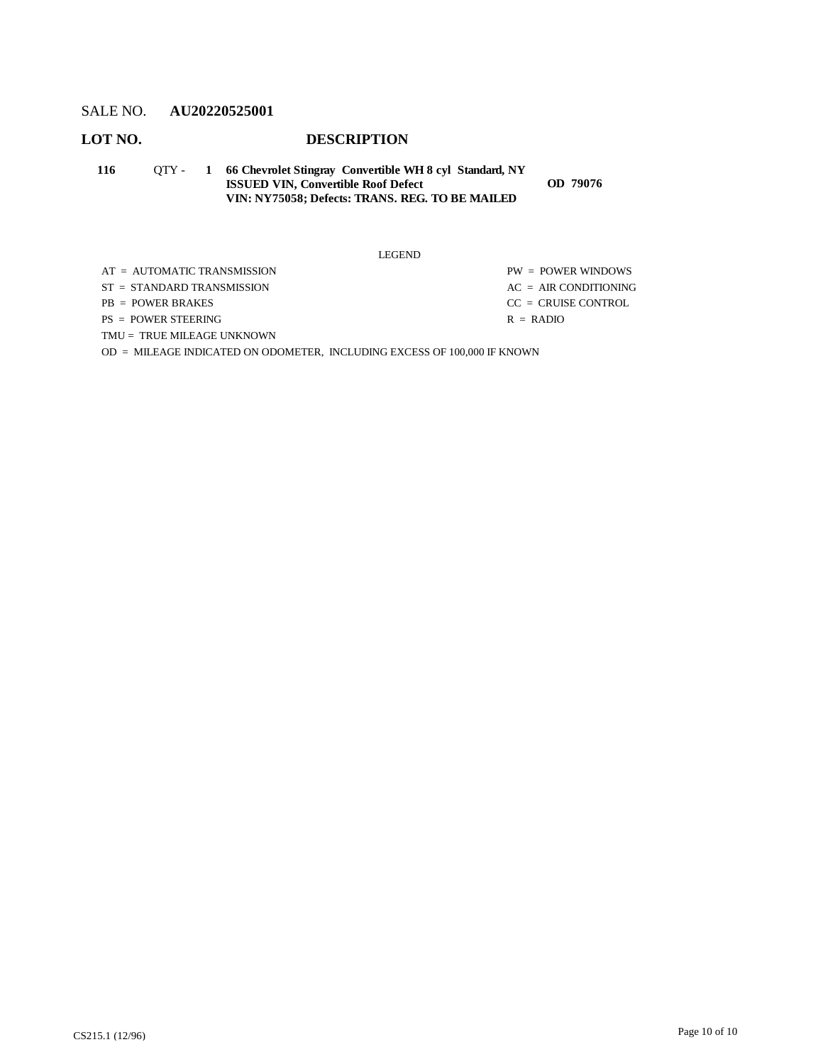SALE NO. **AU20220525001**

| LOT NO. | | | DESCRIPTION | |
|---|---|---|---|---|
| **116** | QTY - | **1** | **66 Chevrolet Stingray Convertible WH 8 cyl Standard, NY ISSUED VIN, Convertible Roof Defect VIN: NY75058; Defects: TRANS. REG. TO BE MAILED** | **OD 79076** |

LEGEND

AT = AUTOMATIC TRANSMISSION

ST = STANDARD TRANSMISSION

PB = POWER BRAKES

PS = POWER STEERING

TMU = TRUE MILEAGE UNKNOWN

OD = MILEAGE INDICATED ON ODOMETER, INCLUDING EXCESS OF 100,000 IF KNOWN

PW = POWER WINDOWS

AC = AIR CONDITIONING

CC = CRUISE CONTROL

R = RADIO

CS215.1 (12/96)